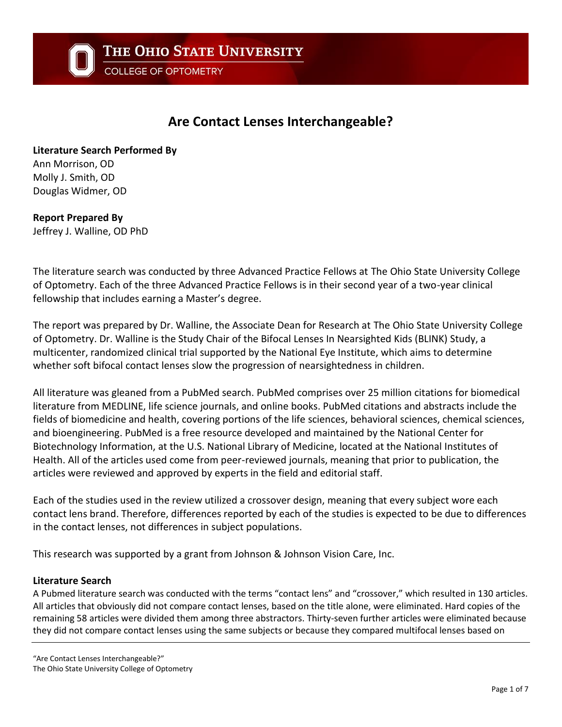# Are Contact Lenses Interchangeable?

**Literature Search Performed By**
Ann Morrison, OD
Molly J. Smith, OD
Douglas Widmer, OD

**Report Prepared By**
Jeffrey J. Walline, OD PhD

The literature search was conducted by three Advanced Practice Fellows at The Ohio State University College of Optometry. Each of the three Advanced Practice Fellows is in their second year of a two-year clinical fellowship that includes earning a Master's degree.

The report was prepared by Dr. Walline, the Associate Dean for Research at The Ohio State University College of Optometry. Dr. Walline is the Study Chair of the Bifocal Lenses In Nearsighted Kids (BLINK) Study, a multicenter, randomized clinical trial supported by the National Eye Institute, which aims to determine whether soft bifocal contact lenses slow the progression of nearsightedness in children.

All literature was gleaned from a PubMed search. PubMed comprises over 25 million citations for biomedical literature from MEDLINE, life science journals, and online books. PubMed citations and abstracts include the fields of biomedicine and health, covering portions of the life sciences, behavioral sciences, chemical sciences, and bioengineering. PubMed is a free resource developed and maintained by the National Center for Biotechnology Information, at the U.S. National Library of Medicine, located at the National Institutes of Health. All of the articles used come from peer-reviewed journals, meaning that prior to publication, the articles were reviewed and approved by experts in the field and editorial staff.

Each of the studies used in the review utilized a crossover design, meaning that every subject wore each contact lens brand. Therefore, differences reported by each of the studies is expected to be due to differences in the contact lenses, not differences in subject populations.

This research was supported by a grant from Johnson & Johnson Vision Care, Inc.

**Literature Search**

A Pubmed literature search was conducted with the terms "contact lens" and "crossover," which resulted in 130 articles. All articles that obviously did not compare contact lenses, based on the title alone, were eliminated. Hard copies of the remaining 58 articles were divided them among three abstractors. Thirty-seven further articles were eliminated because they did not compare contact lenses using the same subjects or because they compared multifocal lenses based on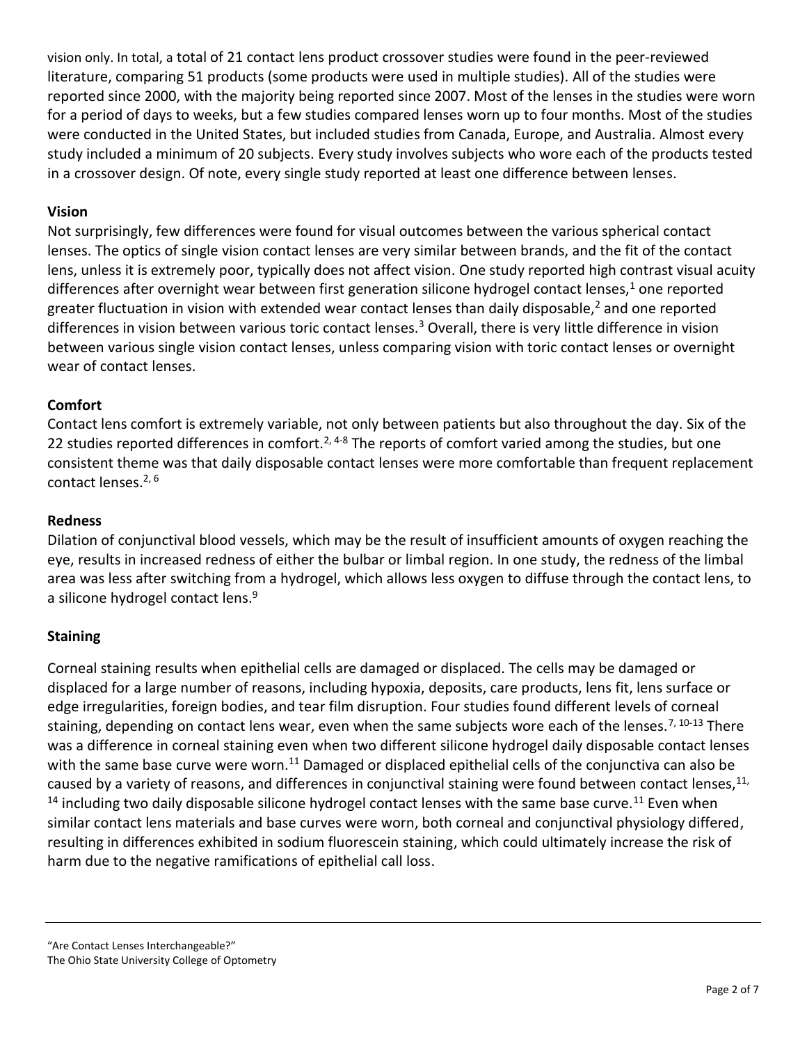vision only. In total, a total of 21 contact lens product crossover studies were found in the peer-reviewed literature, comparing 51 products (some products were used in multiple studies). All of the studies were reported since 2000, with the majority being reported since 2007. Most of the lenses in the studies were worn for a period of days to weeks, but a few studies compared lenses worn up to four months. Most of the studies were conducted in the United States, but included studies from Canada, Europe, and Australia. Almost every study included a minimum of 20 subjects. Every study involves subjects who wore each of the products tested in a crossover design. Of note, every single study reported at least one difference between lenses.

**Vision**

Not surprisingly, few differences were found for visual outcomes between the various spherical contact lenses. The optics of single vision contact lenses are very similar between brands, and the fit of the contact lens, unless it is extremely poor, typically does not affect vision. One study reported high contrast visual acuity differences after overnight wear between first generation silicone hydrogel contact lenses,[1] one reported greater fluctuation in vision with extended wear contact lenses than daily disposable,[2] and one reported differences in vision between various toric contact lenses.[3] Overall, there is very little difference in vision between various single vision contact lenses, unless comparing vision with toric contact lenses or overnight wear of contact lenses.

**Comfort**

Contact lens comfort is extremely variable, not only between patients but also throughout the day. Six of the 22 studies reported differences in comfort.[2, 4-8] The reports of comfort varied among the studies, but one consistent theme was that daily disposable contact lenses were more comfortable than frequent replacement contact lenses.[2, 6]

**Redness**

Dilation of conjunctival blood vessels, which may be the result of insufficient amounts of oxygen reaching the eye, results in increased redness of either the bulbar or limbal region. In one study, the redness of the limbal area was less after switching from a hydrogel, which allows less oxygen to diffuse through the contact lens, to a silicone hydrogel contact lens.[9]

**Staining**

Corneal staining results when epithelial cells are damaged or displaced. The cells may be damaged or displaced for a large number of reasons, including hypoxia, deposits, care products, lens fit, lens surface or edge irregularities, foreign bodies, and tear film disruption. Four studies found different levels of corneal staining, depending on contact lens wear, even when the same subjects wore each of the lenses.[7, 10-13] There was a difference in corneal staining even when two different silicone hydrogel daily disposable contact lenses with the same base curve were worn.[11] Damaged or displaced epithelial cells of the conjunctiva can also be caused by a variety of reasons, and differences in conjunctival staining were found between contact lenses,[11, 14] including two daily disposable silicone hydrogel contact lenses with the same base curve.[11] Even when similar contact lens materials and base curves were worn, both corneal and conjunctival physiology differed, resulting in differences exhibited in sodium fluorescein staining, which could ultimately increase the risk of harm due to the negative ramifications of epithelial call loss.

"Are Contact Lenses Interchangeable?"
The Ohio State University College of Optometry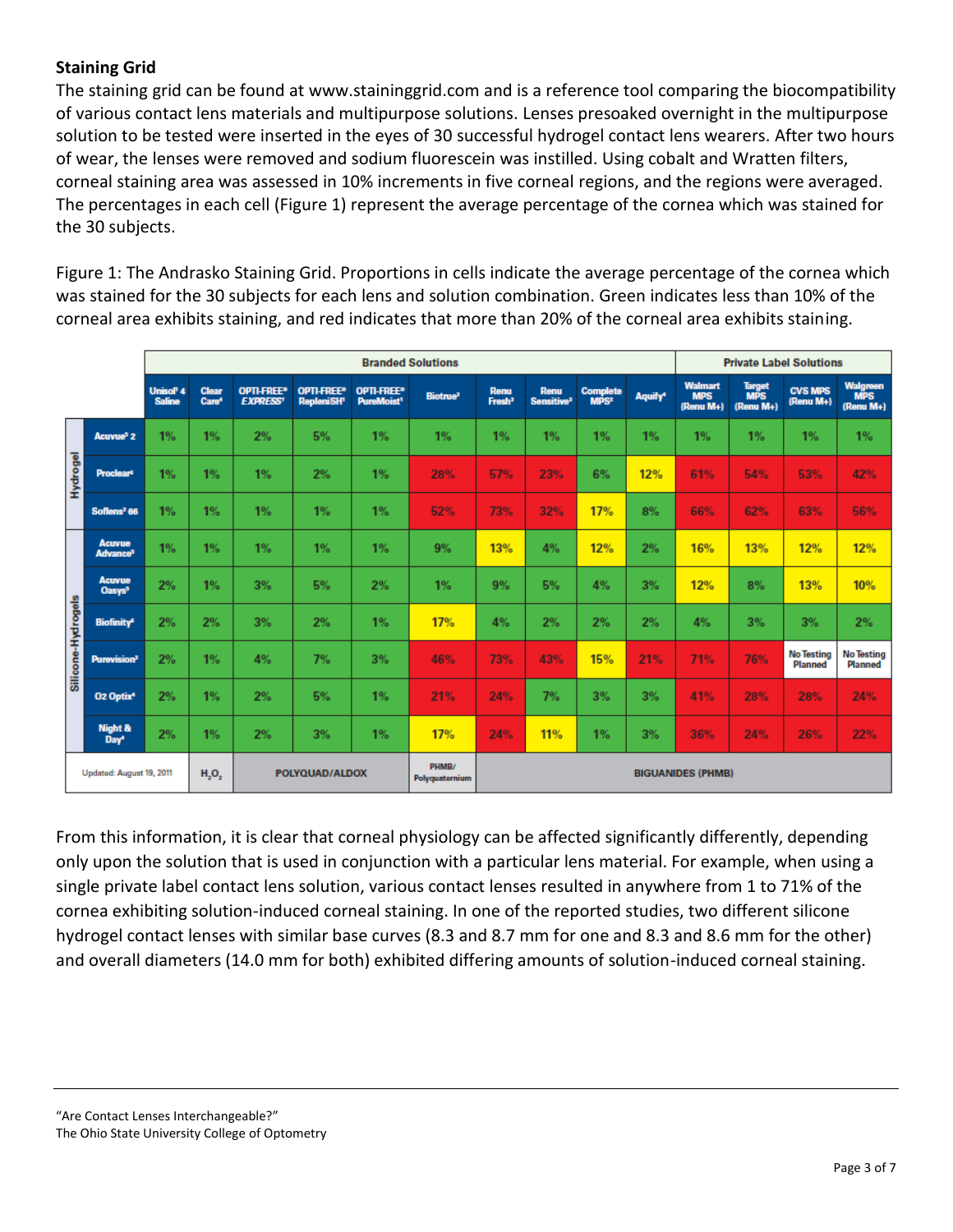**Staining Grid**

The staining grid can be found at www.staininggrid.com and is a reference tool comparing the biocompatibility of various contact lens materials and multipurpose solutions. Lenses presoaked overnight in the multipurpose solution to be tested were inserted in the eyes of 30 successful hydrogel contact lens wearers. After two hours of wear, the lenses were removed and sodium fluorescein was instilled. Using cobalt and Wratten filters, corneal staining area was assessed in 10% increments in five corneal regions, and the regions were averaged. The percentages in each cell (Figure 1) represent the average percentage of the cornea which was stained for the 30 subjects.

Figure 1: The Andrasko Staining Grid. Proportions in cells indicate the average percentage of the cornea which was stained for the 30 subjects for each lens and solution combination. Green indicates less than 10% of the corneal area exhibits staining, and red indicates that more than 20% of the corneal area exhibits staining.

| | | Branded Solutions | | | | | | | | | | Private Label Solutions | | | |
|---|---|---|---|---|---|---|---|---|---|---|---|---|---|---|---|
| | | Unisol 4 Saline | Clear Care | OPTI-FREE EXPRESS | OPTI-FREE RepleniSH | OPTI-FREE PureMoist | Biotrue | Renu Fresh | Renu Sensitive | Complete MPS | Aquify | Walmart MPS (Renu M+) | Target MPS (Renu M+) | CVS MPS (Renu M+) | Walgreen MPS (Renu M+) |
| Hydrogel | Acuvue 2 | 1% | 1% | 2% | 5% | 1% | 1% | 1% | 1% | 1% | 1% | 1% | 1% | 1% | 1% |
| | Proclear | 1% | 1% | 1% | 2% | 1% | 28% | 57% | 23% | 6% | 12% | 61% | 54% | 53% | 42% |
| | Soflens 66 | 1% | 1% | 1% | 1% | 1% | 52% | 73% | 32% | 17% | 8% | 66% | 62% | 63% | 56% |
| Silicone-Hydrogels | Acuvue Advance | 1% | 1% | 1% | 1% | 1% | 9% | 13% | 4% | 12% | 2% | 16% | 13% | 12% | 12% |
| | Acuvue Oasys | 2% | 1% | 3% | 5% | 2% | 1% | 9% | 5% | 4% | 3% | 12% | 8% | 13% | 10% |
| | Biofinity | 2% | 2% | 3% | 2% | 1% | 17% | 4% | 2% | 2% | 2% | 4% | 3% | 3% | 2% |
| | Purevision | 2% | 1% | 4% | 7% | 3% | 46% | 73% | 43% | 15% | 21% | 71% | 76% | No Testing Planned | No Testing Planned |
| | O2 Optix | 2% | 1% | 2% | 5% | 1% | 21% | 24% | 7% | 3% | 3% | 41% | 28% | 28% | 24% |
| | Night & Day | 2% | 1% | 2% | 3% | 1% | 17% | 24% | 11% | 1% | 3% | 36% | 24% | 26% | 22% |
| Updated: August 19, 2011 | | $H_2O_2$ | | POLYQUAD/ALDOX | | | PHMB/ Polyquaternium | BIGUANIDES (PHMB) | | | | | | | |

From this information, it is clear that corneal physiology can be affected significantly differently, depending only upon the solution that is used in conjunction with a particular lens material. For example, when using a single private label contact lens solution, various contact lenses resulted in anywhere from 1 to 71% of the cornea exhibiting solution-induced corneal staining. In one of the reported studies, two different silicone hydrogel contact lenses with similar base curves (8.3 and 8.7 mm for one and 8.3 and 8.6 mm for the other) and overall diameters (14.0 mm for both) exhibited differing amounts of solution-induced corneal staining.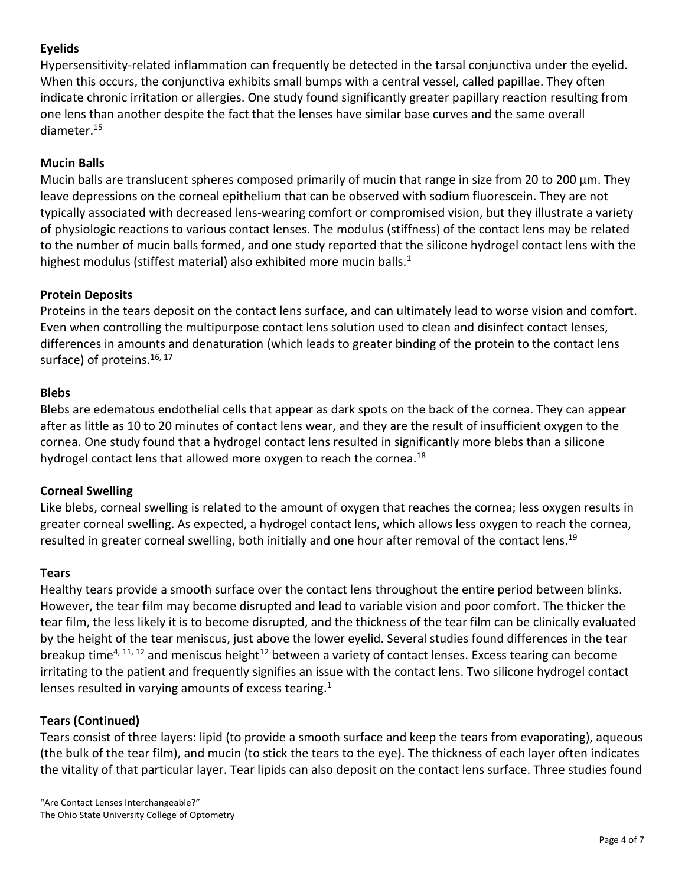### Eyelids

Hypersensitivity-related inflammation can frequently be detected in the tarsal conjunctiva under the eyelid. When this occurs, the conjunctiva exhibits small bumps with a central vessel, called papillae. They often indicate chronic irritation or allergies. One study found significantly greater papillary reaction resulting from one lens than another despite the fact that the lenses have similar base curves and the same overall diameter.[15]

### Mucin Balls

Mucin balls are translucent spheres composed primarily of mucin that range in size from 20 to 200 µm. They leave depressions on the corneal epithelium that can be observed with sodium fluorescein. They are not typically associated with decreased lens-wearing comfort or compromised vision, but they illustrate a variety of physiologic reactions to various contact lenses. The modulus (stiffness) of the contact lens may be related to the number of mucin balls formed, and one study reported that the silicone hydrogel contact lens with the highest modulus (stiffest material) also exhibited more mucin balls.[1]

### Protein Deposits

Proteins in the tears deposit on the contact lens surface, and can ultimately lead to worse vision and comfort. Even when controlling the multipurpose contact lens solution used to clean and disinfect contact lenses, differences in amounts and denaturation (which leads to greater binding of the protein to the contact lens surface) of proteins.[16, 17]

### Blebs

Blebs are edematous endothelial cells that appear as dark spots on the back of the cornea. They can appear after as little as 10 to 20 minutes of contact lens wear, and they are the result of insufficient oxygen to the cornea. One study found that a hydrogel contact lens resulted in significantly more blebs than a silicone hydrogel contact lens that allowed more oxygen to reach the cornea.[18]

### Corneal Swelling

Like blebs, corneal swelling is related to the amount of oxygen that reaches the cornea; less oxygen results in greater corneal swelling. As expected, a hydrogel contact lens, which allows less oxygen to reach the cornea, resulted in greater corneal swelling, both initially and one hour after removal of the contact lens.[19]

### Tears

Healthy tears provide a smooth surface over the contact lens throughout the entire period between blinks. However, the tear film may become disrupted and lead to variable vision and poor comfort. The thicker the tear film, the less likely it is to become disrupted, and the thickness of the tear film can be clinically evaluated by the height of the tear meniscus, just above the lower eyelid. Several studies found differences in the tear breakup time[4, 11, 12] and meniscus height[12] between a variety of contact lenses. Excess tearing can become irritating to the patient and frequently signifies an issue with the contact lens. Two silicone hydrogel contact lenses resulted in varying amounts of excess tearing.[1]

### Tears (Continued)

Tears consist of three layers: lipid (to provide a smooth surface and keep the tears from evaporating), aqueous (the bulk of the tear film), and mucin (to stick the tears to the eye). The thickness of each layer often indicates the vitality of that particular layer. Tear lipids can also deposit on the contact lens surface. Three studies found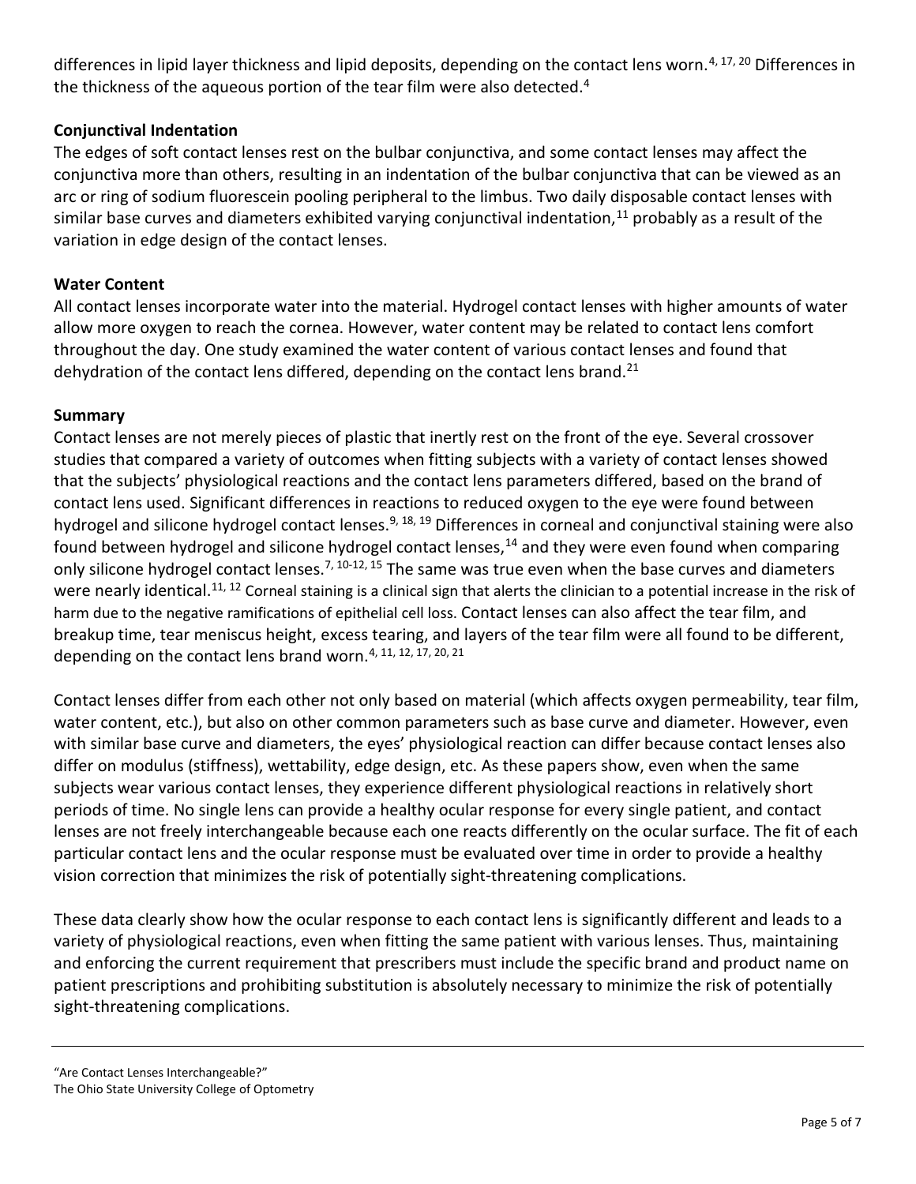differences in lipid layer thickness and lipid deposits, depending on the contact lens worn.[4, 17, 20] Differences in the thickness of the aqueous portion of the tear film were also detected.[4]

**Conjunctival Indentation**

The edges of soft contact lenses rest on the bulbar conjunctiva, and some contact lenses may affect the conjunctiva more than others, resulting in an indentation of the bulbar conjunctiva that can be viewed as an arc or ring of sodium fluorescein pooling peripheral to the limbus. Two daily disposable contact lenses with similar base curves and diameters exhibited varying conjunctival indentation,[11] probably as a result of the variation in edge design of the contact lenses.

**Water Content**

All contact lenses incorporate water into the material. Hydrogel contact lenses with higher amounts of water allow more oxygen to reach the cornea. However, water content may be related to contact lens comfort throughout the day. One study examined the water content of various contact lenses and found that dehydration of the contact lens differed, depending on the contact lens brand.[21]

**Summary**

Contact lenses are not merely pieces of plastic that inertly rest on the front of the eye. Several crossover studies that compared a variety of outcomes when fitting subjects with a variety of contact lenses showed that the subjects' physiological reactions and the contact lens parameters differed, based on the brand of contact lens used. Significant differences in reactions to reduced oxygen to the eye were found between hydrogel and silicone hydrogel contact lenses.[9, 18, 19] Differences in corneal and conjunctival staining were also found between hydrogel and silicone hydrogel contact lenses,[14] and they were even found when comparing only silicone hydrogel contact lenses.[7, 10-12, 15] The same was true even when the base curves and diameters were nearly identical.[11, 12] Corneal staining is a clinical sign that alerts the clinician to a potential increase in the risk of harm due to the negative ramifications of epithelial cell loss. Contact lenses can also affect the tear film, and breakup time, tear meniscus height, excess tearing, and layers of the tear film were all found to be different, depending on the contact lens brand worn.[4, 11, 12, 17, 20, 21]

Contact lenses differ from each other not only based on material (which affects oxygen permeability, tear film, water content, etc.), but also on other common parameters such as base curve and diameter. However, even with similar base curve and diameters, the eyes' physiological reaction can differ because contact lenses also differ on modulus (stiffness), wettability, edge design, etc. As these papers show, even when the same subjects wear various contact lenses, they experience different physiological reactions in relatively short periods of time. No single lens can provide a healthy ocular response for every single patient, and contact lenses are not freely interchangeable because each one reacts differently on the ocular surface. The fit of each particular contact lens and the ocular response must be evaluated over time in order to provide a healthy vision correction that minimizes the risk of potentially sight-threatening complications.

These data clearly show how the ocular response to each contact lens is significantly different and leads to a variety of physiological reactions, even when fitting the same patient with various lenses. Thus, maintaining and enforcing the current requirement that prescribers must include the specific brand and product name on patient prescriptions and prohibiting substitution is absolutely necessary to minimize the risk of potentially sight-threatening complications.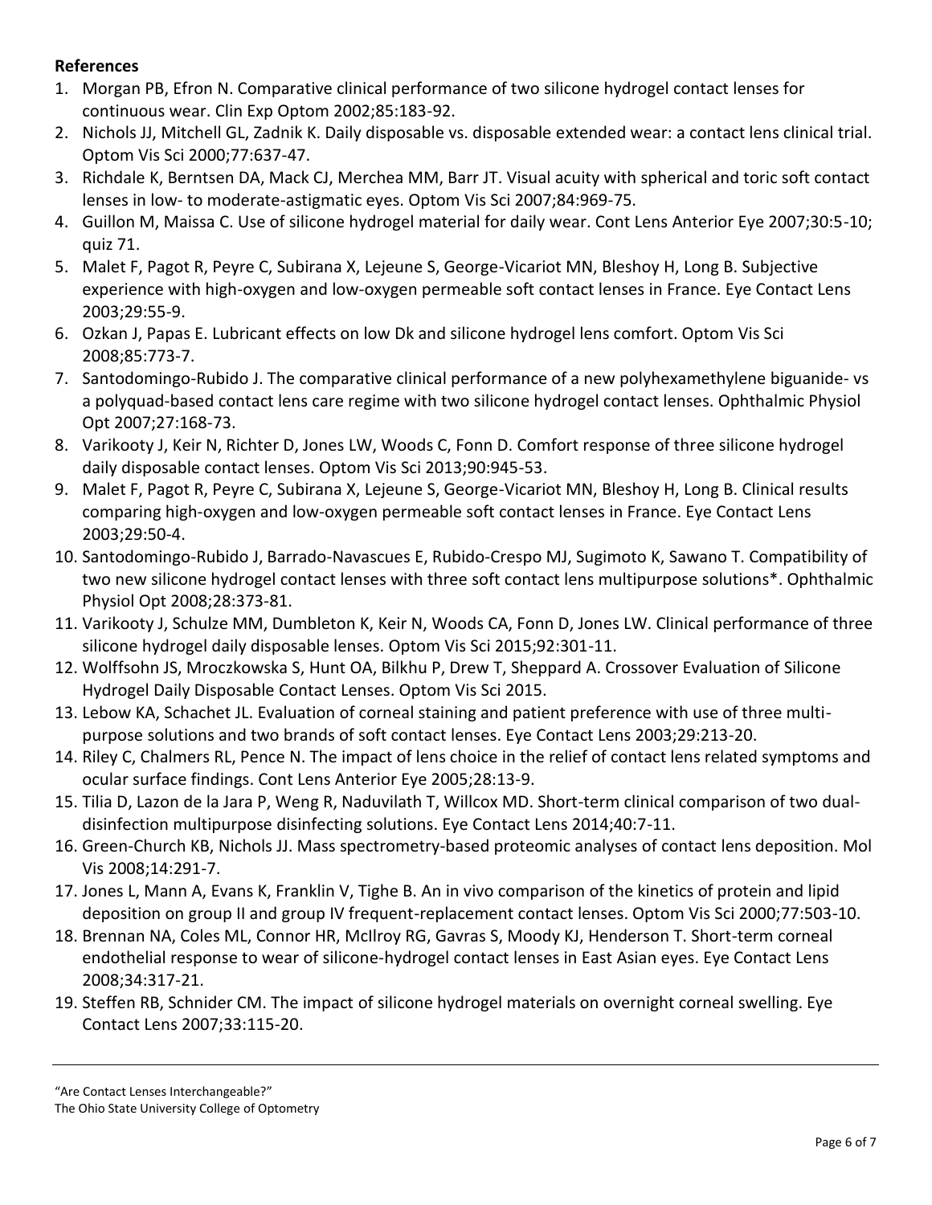**References**

1. Morgan PB, Efron N. Comparative clinical performance of two silicone hydrogel contact lenses for continuous wear. Clin Exp Optom 2002;85:183-92.
2. Nichols JJ, Mitchell GL, Zadnik K. Daily disposable vs. disposable extended wear: a contact lens clinical trial. Optom Vis Sci 2000;77:637-47.
3. Richdale K, Berntsen DA, Mack CJ, Merchea MM, Barr JT. Visual acuity with spherical and toric soft contact lenses in low- to moderate-astigmatic eyes. Optom Vis Sci 2007;84:969-75.
4. Guillon M, Maissa C. Use of silicone hydrogel material for daily wear. Cont Lens Anterior Eye 2007;30:5-10; quiz 71.
5. Malet F, Pagot R, Peyre C, Subirana X, Lejeune S, George-Vicariot MN, Bleshoy H, Long B. Subjective experience with high-oxygen and low-oxygen permeable soft contact lenses in France. Eye Contact Lens 2003;29:55-9.
6. Ozkan J, Papas E. Lubricant effects on low Dk and silicone hydrogel lens comfort. Optom Vis Sci 2008;85:773-7.
7. Santodomingo-Rubido J. The comparative clinical performance of a new polyhexamethylene biguanide- vs a polyquad-based contact lens care regime with two silicone hydrogel contact lenses. Ophthalmic Physiol Opt 2007;27:168-73.
8. Varikooty J, Keir N, Richter D, Jones LW, Woods C, Fonn D. Comfort response of three silicone hydrogel daily disposable contact lenses. Optom Vis Sci 2013;90:945-53.
9. Malet F, Pagot R, Peyre C, Subirana X, Lejeune S, George-Vicariot MN, Bleshoy H, Long B. Clinical results comparing high-oxygen and low-oxygen permeable soft contact lenses in France. Eye Contact Lens 2003;29:50-4.
10. Santodomingo-Rubido J, Barrado-Navascues E, Rubido-Crespo MJ, Sugimoto K, Sawano T. Compatibility of two new silicone hydrogel contact lenses with three soft contact lens multipurpose solutions*. Ophthalmic Physiol Opt 2008;28:373-81.
11. Varikooty J, Schulze MM, Dumbleton K, Keir N, Woods CA, Fonn D, Jones LW. Clinical performance of three silicone hydrogel daily disposable lenses. Optom Vis Sci 2015;92:301-11.
12. Wolffsohn JS, Mroczkowska S, Hunt OA, Bilkhu P, Drew T, Sheppard A. Crossover Evaluation of Silicone Hydrogel Daily Disposable Contact Lenses. Optom Vis Sci 2015.
13. Lebow KA, Schachet JL. Evaluation of corneal staining and patient preference with use of three multi-purpose solutions and two brands of soft contact lenses. Eye Contact Lens 2003;29:213-20.
14. Riley C, Chalmers RL, Pence N. The impact of lens choice in the relief of contact lens related symptoms and ocular surface findings. Cont Lens Anterior Eye 2005;28:13-9.
15. Tilia D, Lazon de la Jara P, Weng R, Naduvilath T, Willcox MD. Short-term clinical comparison of two dual-disinfection multipurpose disinfecting solutions. Eye Contact Lens 2014;40:7-11.
16. Green-Church KB, Nichols JJ. Mass spectrometry-based proteomic analyses of contact lens deposition. Mol Vis 2008;14:291-7.
17. Jones L, Mann A, Evans K, Franklin V, Tighe B. An in vivo comparison of the kinetics of protein and lipid deposition on group II and group IV frequent-replacement contact lenses. Optom Vis Sci 2000;77:503-10.
18. Brennan NA, Coles ML, Connor HR, McIlroy RG, Gavras S, Moody KJ, Henderson T. Short-term corneal endothelial response to wear of silicone-hydrogel contact lenses in East Asian eyes. Eye Contact Lens 2008;34:317-21.
19. Steffen RB, Schnider CM. The impact of silicone hydrogel materials on overnight corneal swelling. Eye Contact Lens 2007;33:115-20.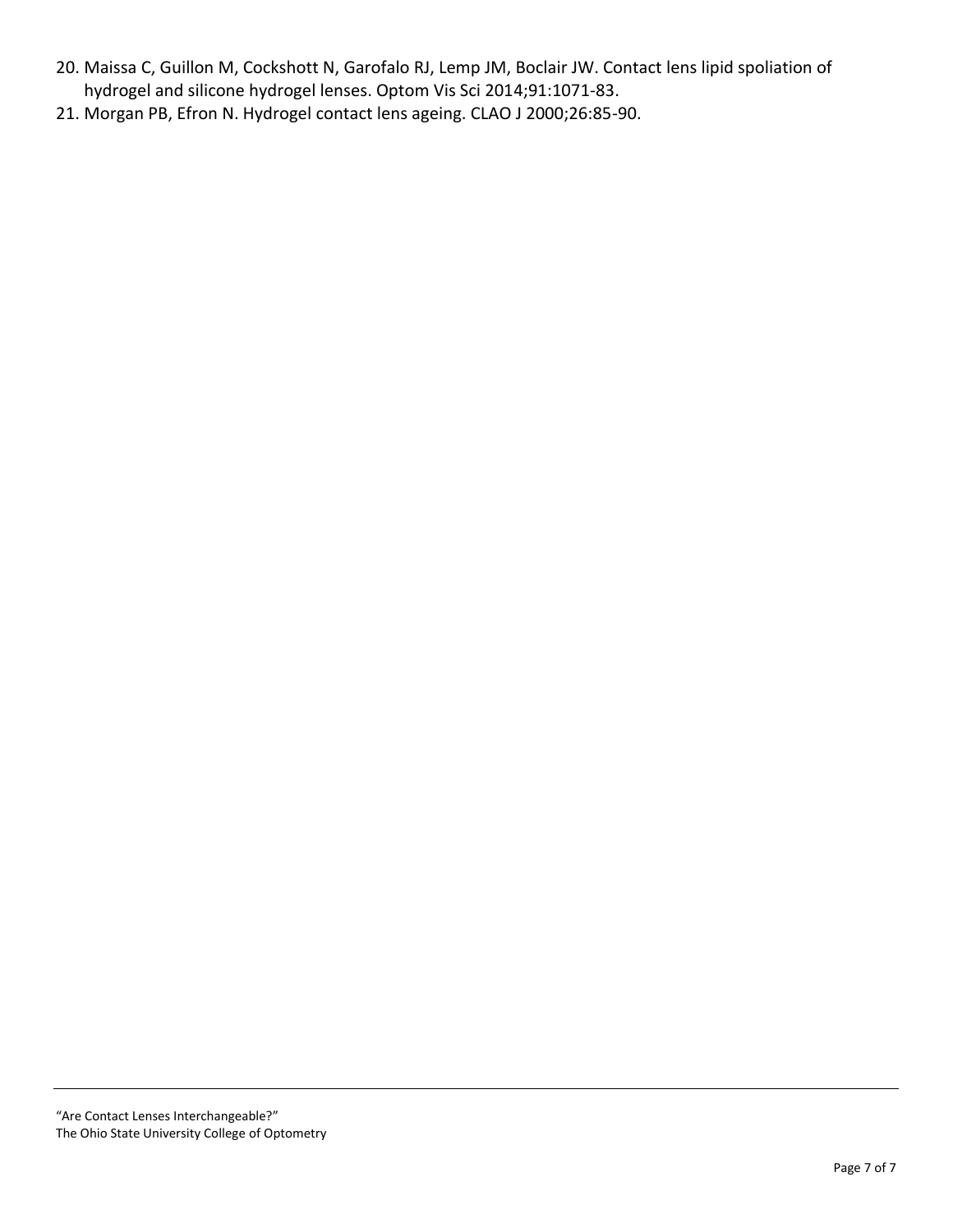20. Maissa C, Guillon M, Cockshott N, Garofalo RJ, Lemp JM, Boclair JW. Contact lens lipid spoliation of hydrogel and silicone hydrogel lenses. Optom Vis Sci 2014;91:1071-83.
21. Morgan PB, Efron N. Hydrogel contact lens ageing. CLAO J 2000;26:85-90.